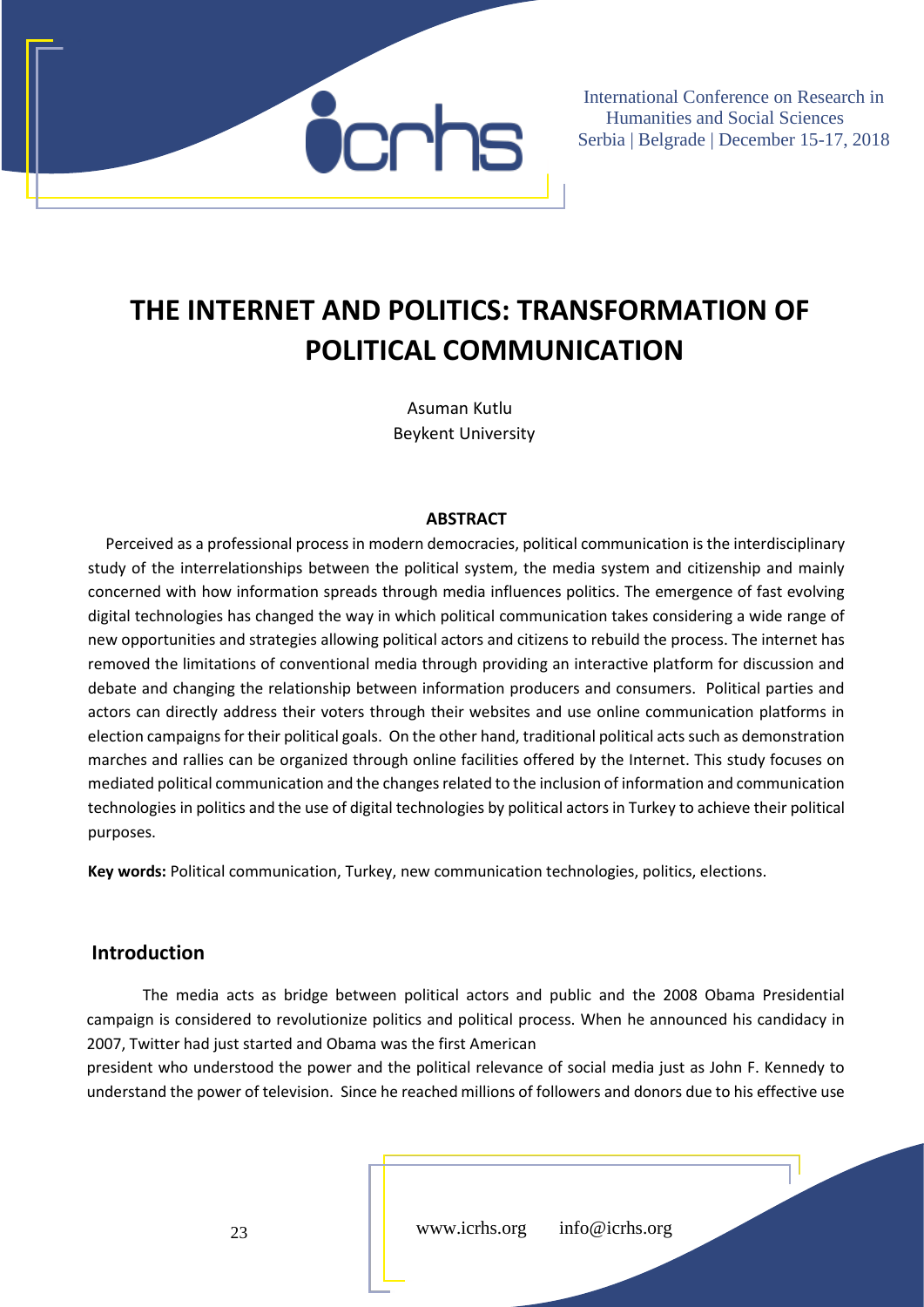# THE INTERNET AND POLITICS: TRANSFORMATION OF POLITICAL COMMUNICATION

Asuman Kutlu
Beykent University

### ABSTRACT

Perceived as a professional process in modern democracies, political communication is the interdisciplinary study of the interrelationships between the political system, the media system and citizenship and mainly concerned with how information spreads through media influences politics. The emergence of fast evolving digital technologies has changed the way in which political communication takes considering a wide range of new opportunities and strategies allowing political actors and citizens to rebuild the process. The internet has removed the limitations of conventional media through providing an interactive platform for discussion and debate and changing the relationship between information producers and consumers. Political parties and actors can directly address their voters through their websites and use online communication platforms in election campaigns for their political goals. On the other hand, traditional political acts such as demonstration marches and rallies can be organized through online facilities offered by the Internet. This study focuses on mediated political communication and the changes related to the inclusion of information and communication technologies in politics and the use of digital technologies by political actors in Turkey to achieve their political purposes.

**Key words:** Political communication, Turkey, new communication technologies, politics, elections.

## Introduction

The media acts as bridge between political actors and public and the 2008 Obama Presidential campaign is considered to revolutionize politics and political process. When he announced his candidacy in 2007, Twitter had just started and Obama was the first American president who understood the power and the political relevance of social media just as John F. Kennedy to understand the power of television. Since he reached millions of followers and donors due to his effective use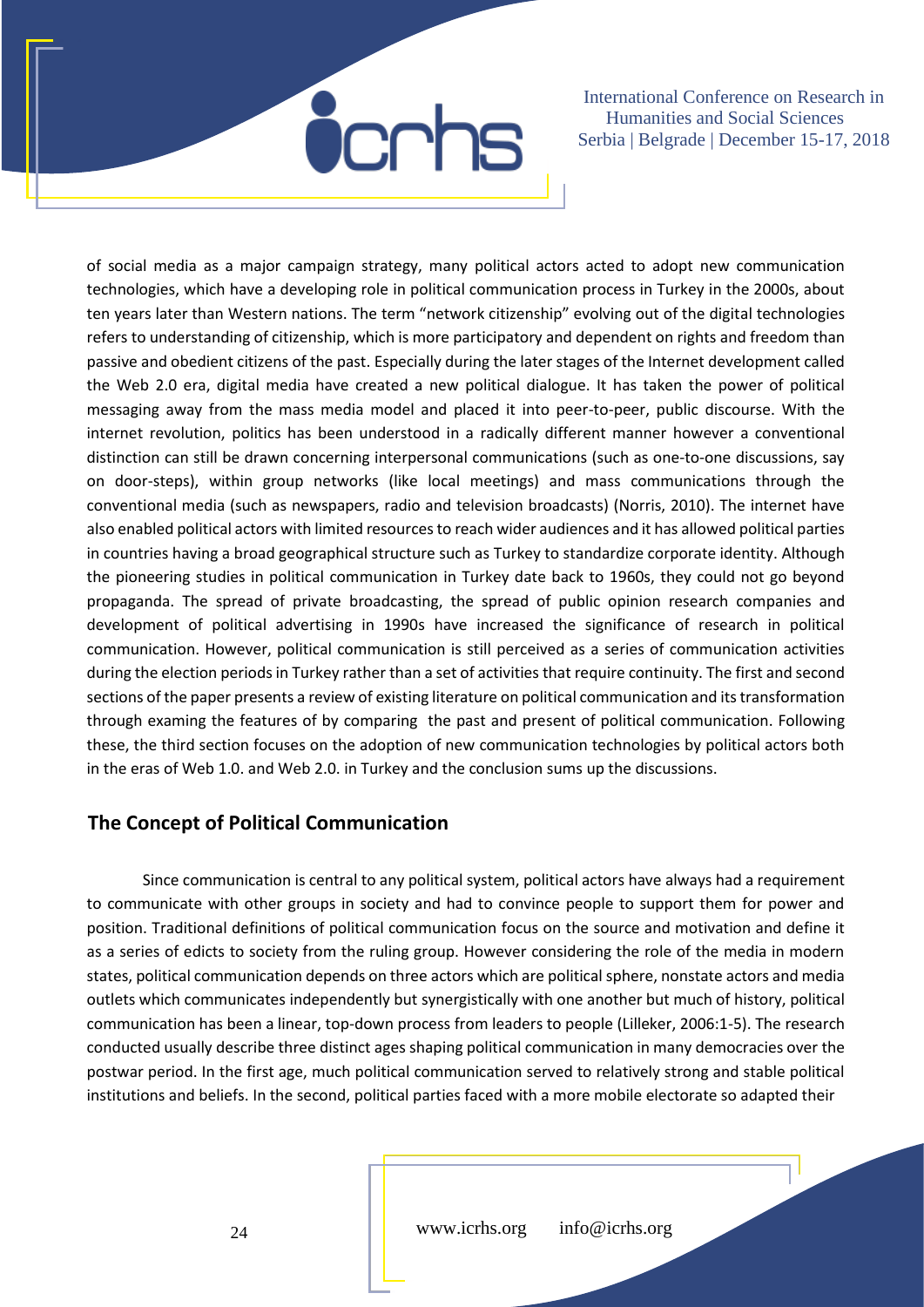of social media as a major campaign strategy, many political actors acted to adopt new communication technologies, which have a developing role in political communication process in Turkey in the 2000s, about ten years later than Western nations. The term "network citizenship" evolving out of the digital technologies refers to understanding of citizenship, which is more participatory and dependent on rights and freedom than passive and obedient citizens of the past. Especially during the later stages of the Internet development called the Web 2.0 era, digital media have created a new political dialogue. It has taken the power of political messaging away from the mass media model and placed it into peer-to-peer, public discourse. With the internet revolution, politics has been understood in a radically different manner however a conventional distinction can still be drawn concerning interpersonal communications (such as one-to-one discussions, say on door-steps), within group networks (like local meetings) and mass communications through the conventional media (such as newspapers, radio and television broadcasts) (Norris, 2010). The internet have also enabled political actors with limited resources to reach wider audiences and it has allowed political parties in countries having a broad geographical structure such as Turkey to standardize corporate identity. Although the pioneering studies in political communication in Turkey date back to 1960s, they could not go beyond propaganda. The spread of private broadcasting, the spread of public opinion research companies and development of political advertising in 1990s have increased the significance of research in political communication. However, political communication is still perceived as a series of communication activities during the election periods in Turkey rather than a set of activities that require continuity. The first and second sections of the paper presents a review of existing literature on political communication and its transformation through examing the features of by comparing the past and present of political communication. Following these, the third section focuses on the adoption of new communication technologies by political actors both in the eras of Web 1.0. and Web 2.0. in Turkey and the conclusion sums up the discussions.

## The Concept of Political Communication

Since communication is central to any political system, political actors have always had a requirement to communicate with other groups in society and had to convince people to support them for power and position. Traditional definitions of political communication focus on the source and motivation and define it as a series of edicts to society from the ruling group. However considering the role of the media in modern states, political communication depends on three actors which are political sphere, nonstate actors and media outlets which communicates independently but synergistically with one another but much of history, political communication has been a linear, top-down process from leaders to people (Lilleker, 2006:1-5). The research conducted usually describe three distinct ages shaping political communication in many democracies over the postwar period. In the first age, much political communication served to relatively strong and stable political institutions and beliefs. In the second, political parties faced with a more mobile electorate so adapted their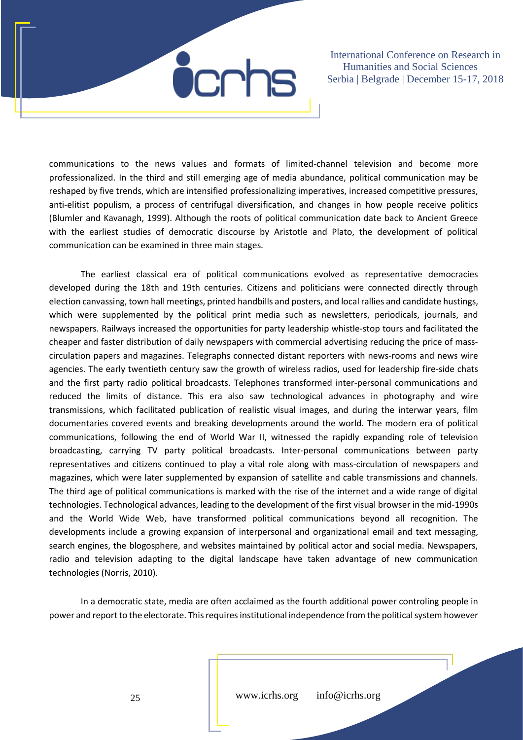communications to the news values and formats of limited-channel television and become more professionalized. In the third and still emerging age of media abundance, political communication may be reshaped by five trends, which are intensified professionalizing imperatives, increased competitive pressures, anti-elitist populism, a process of centrifugal diversification, and changes in how people receive politics (Blumler and Kavanagh, 1999). Although the roots of political communication date back to Ancient Greece with the earliest studies of democratic discourse by Aristotle and Plato, the development of political communication can be examined in three main stages.

The earliest classical era of political communications evolved as representative democracies developed during the 18th and 19th centuries. Citizens and politicians were connected directly through election canvassing, town hall meetings, printed handbills and posters, and local rallies and candidate hustings, which were supplemented by the political print media such as newsletters, periodicals, journals, and newspapers. Railways increased the opportunities for party leadership whistle-stop tours and facilitated the cheaper and faster distribution of daily newspapers with commercial advertising reducing the price of mass-circulation papers and magazines. Telegraphs connected distant reporters with news-rooms and news wire agencies. The early twentieth century saw the growth of wireless radios, used for leadership fire-side chats and the first party radio political broadcasts. Telephones transformed inter-personal communications and reduced the limits of distance. This era also saw technological advances in photography and wire transmissions, which facilitated publication of realistic visual images, and during the interwar years, film documentaries covered events and breaking developments around the world. The modern era of political communications, following the end of World War II, witnessed the rapidly expanding role of television broadcasting, carrying TV party political broadcasts. Inter-personal communications between party representatives and citizens continued to play a vital role along with mass-circulation of newspapers and magazines, which were later supplemented by expansion of satellite and cable transmissions and channels. The third age of political communications is marked with the rise of the internet and a wide range of digital technologies. Technological advances, leading to the development of the first visual browser in the mid-1990s and the World Wide Web, have transformed political communications beyond all recognition. The developments include a growing expansion of interpersonal and organizational email and text messaging, search engines, the blogosphere, and websites maintained by political actor and social media. Newspapers, radio and television adapting to the digital landscape have taken advantage of new communication technologies (Norris, 2010).

In a democratic state, media are often acclaimed as the fourth additional power controling people in power and report to the electorate. This requires institutional independence from the political system however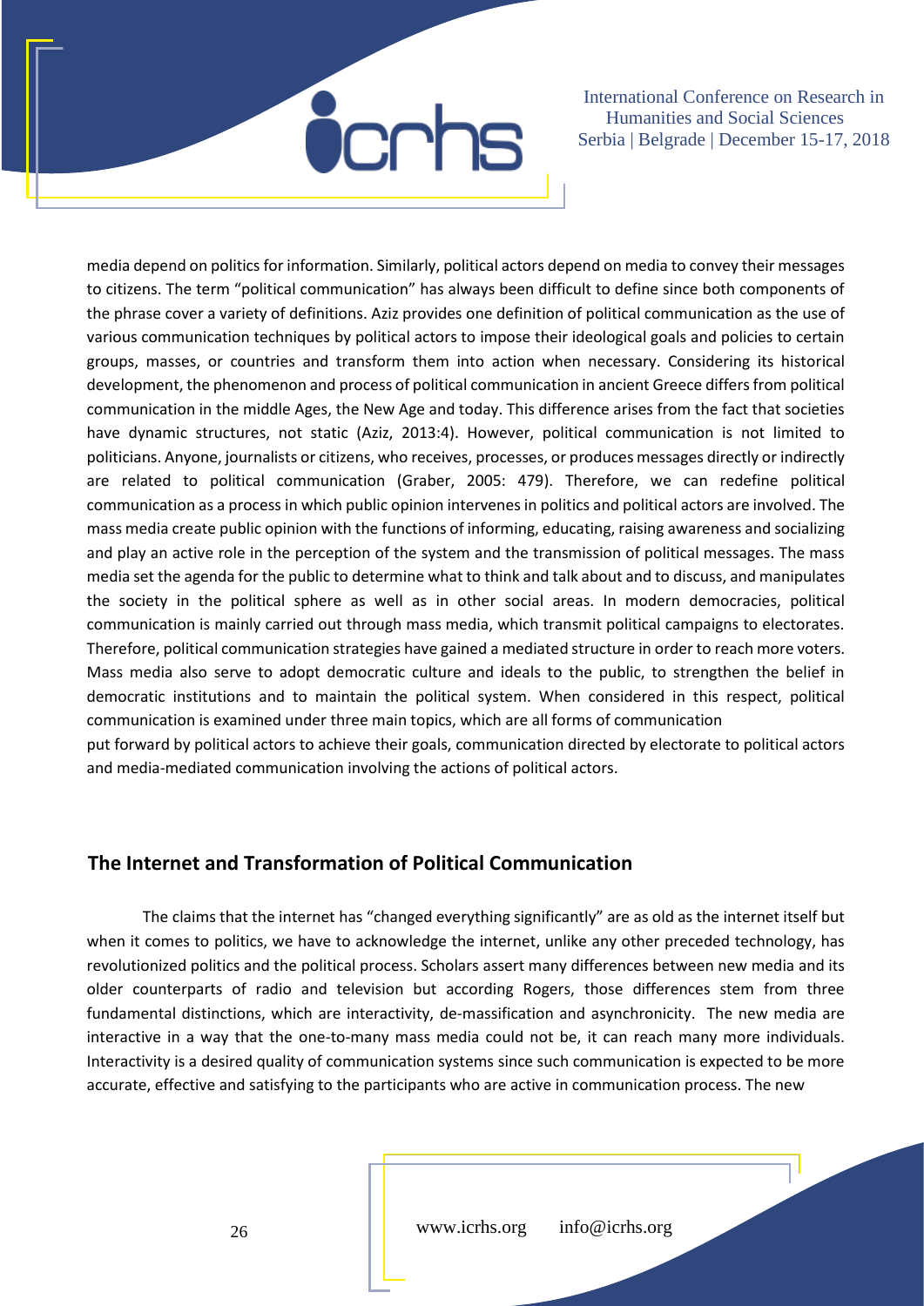media depend on politics for information. Similarly, political actors depend on media to convey their messages to citizens. The term "political communication" has always been difficult to define since both components of the phrase cover a variety of definitions. Aziz provides one definition of political communication as the use of various communication techniques by political actors to impose their ideological goals and policies to certain groups, masses, or countries and transform them into action when necessary. Considering its historical development, the phenomenon and process of political communication in ancient Greece differs from political communication in the middle Ages, the New Age and today. This difference arises from the fact that societies have dynamic structures, not static (Aziz, 2013:4). However, political communication is not limited to politicians. Anyone, journalists or citizens, who receives, processes, or produces messages directly or indirectly are related to political communication (Graber, 2005: 479). Therefore, we can redefine political communication as a process in which public opinion intervenes in politics and political actors are involved. The mass media create public opinion with the functions of informing, educating, raising awareness and socializing and play an active role in the perception of the system and the transmission of political messages. The mass media set the agenda for the public to determine what to think and talk about and to discuss, and manipulates the society in the political sphere as well as in other social areas. In modern democracies, political communication is mainly carried out through mass media, which transmit political campaigns to electorates. Therefore, political communication strategies have gained a mediated structure in order to reach more voters. Mass media also serve to adopt democratic culture and ideals to the public, to strengthen the belief in democratic institutions and to maintain the political system. When considered in this respect, political communication is examined under three main topics, which are all forms of communication put forward by political actors to achieve their goals, communication directed by electorate to political actors and media-mediated communication involving the actions of political actors.

## The Internet and Transformation of Political Communication

The claims that the internet has "changed everything significantly" are as old as the internet itself but when it comes to politics, we have to acknowledge the internet, unlike any other preceded technology, has revolutionized politics and the political process. Scholars assert many differences between new media and its older counterparts of radio and television but according Rogers, those differences stem from three fundamental distinctions, which are interactivity, de-massification and asynchronicity. The new media are interactive in a way that the one-to-many mass media could not be, it can reach many more individuals. Interactivity is a desired quality of communication systems since such communication is expected to be more accurate, effective and satisfying to the participants who are active in communication process. The new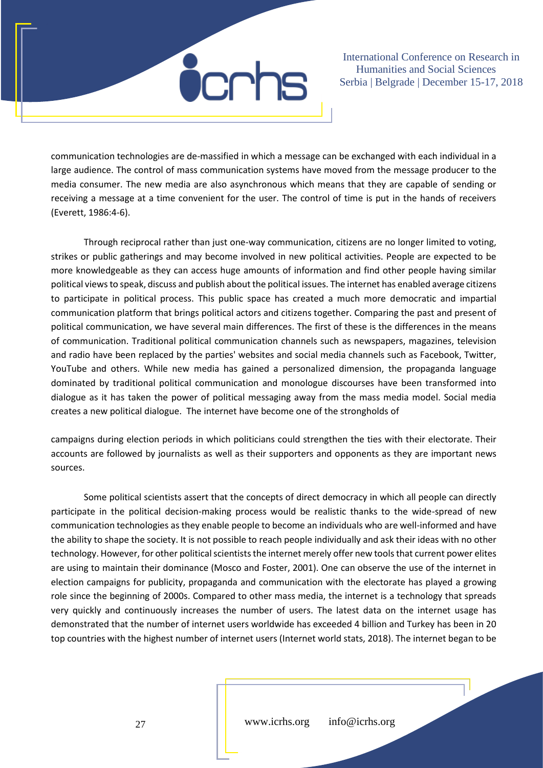communication technologies are de-massified in which a message can be exchanged with each individual in a large audience. The control of mass communication systems have moved from the message producer to the media consumer. The new media are also asynchronous which means that they are capable of sending or receiving a message at a time convenient for the user. The control of time is put in the hands of receivers (Everett, 1986:4-6).

Through reciprocal rather than just one-way communication, citizens are no longer limited to voting, strikes or public gatherings and may become involved in new political activities. People are expected to be more knowledgeable as they can access huge amounts of information and find other people having similar political views to speak, discuss and publish about the political issues. The internet has enabled average citizens to participate in political process. This public space has created a much more democratic and impartial communication platform that brings political actors and citizens together. Comparing the past and present of political communication, we have several main differences. The first of these is the differences in the means of communication. Traditional political communication channels such as newspapers, magazines, television and radio have been replaced by the parties' websites and social media channels such as Facebook, Twitter, YouTube and others. While new media has gained a personalized dimension, the propaganda language dominated by traditional political communication and monologue discourses have been transformed into dialogue as it has taken the power of political messaging away from the mass media model. Social media creates a new political dialogue. The internet have become one of the strongholds of campaigns during election periods in which politicians could strengthen the ties with their electorate. Their accounts are followed by journalists as well as their supporters and opponents as they are important news sources.

Some political scientists assert that the concepts of direct democracy in which all people can directly participate in the political decision-making process would be realistic thanks to the wide-spread of new communication technologies as they enable people to become an individuals who are well-informed and have the ability to shape the society. It is not possible to reach people individually and ask their ideas with no other technology. However, for other political scientists the internet merely offer new tools that current power elites are using to maintain their dominance (Mosco and Foster, 2001). One can observe the use of the internet in election campaigns for publicity, propaganda and communication with the electorate has played a growing role since the beginning of 2000s. Compared to other mass media, the internet is a technology that spreads very quickly and continuously increases the number of users. The latest data on the internet usage has demonstrated that the number of internet users worldwide has exceeded 4 billion and Turkey has been in 20 top countries with the highest number of internet users (Internet world stats, 2018). The internet began to be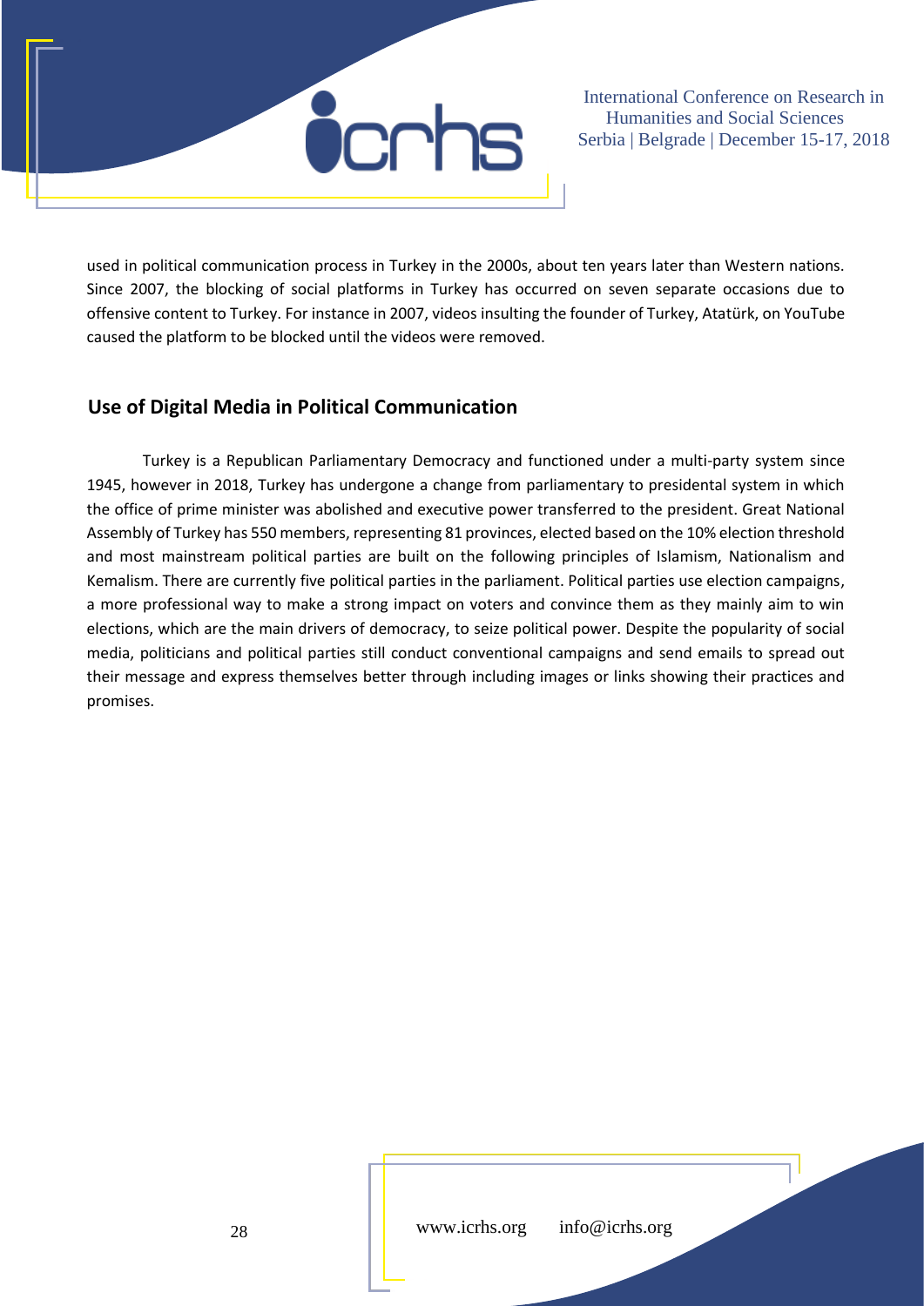used in political communication process in Turkey in the 2000s, about ten years later than Western nations. Since 2007, the blocking of social platforms in Turkey has occurred on seven separate occasions due to offensive content to Turkey. For instance in 2007, videos insulting the founder of Turkey, Atatürk, on YouTube caused the platform to be blocked until the videos were removed.

## Use of Digital Media in Political Communication

Turkey is a Republican Parliamentary Democracy and functioned under a multi-party system since 1945, however in 2018, Turkey has undergone a change from parliamentary to presidental system in which the office of prime minister was abolished and executive power transferred to the president. Great National Assembly of Turkey has 550 members, representing 81 provinces, elected based on the 10% election threshold and most mainstream political parties are built on the following principles of Islamism, Nationalism and Kemalism. There are currently five political parties in the parliament. Political parties use election campaigns, a more professional way to make a strong impact on voters and convince them as they mainly aim to win elections, which are the main drivers of democracy, to seize political power. Despite the popularity of social media, politicians and political parties still conduct conventional campaigns and send emails to spread out their message and express themselves better through including images or links showing their practices and promises.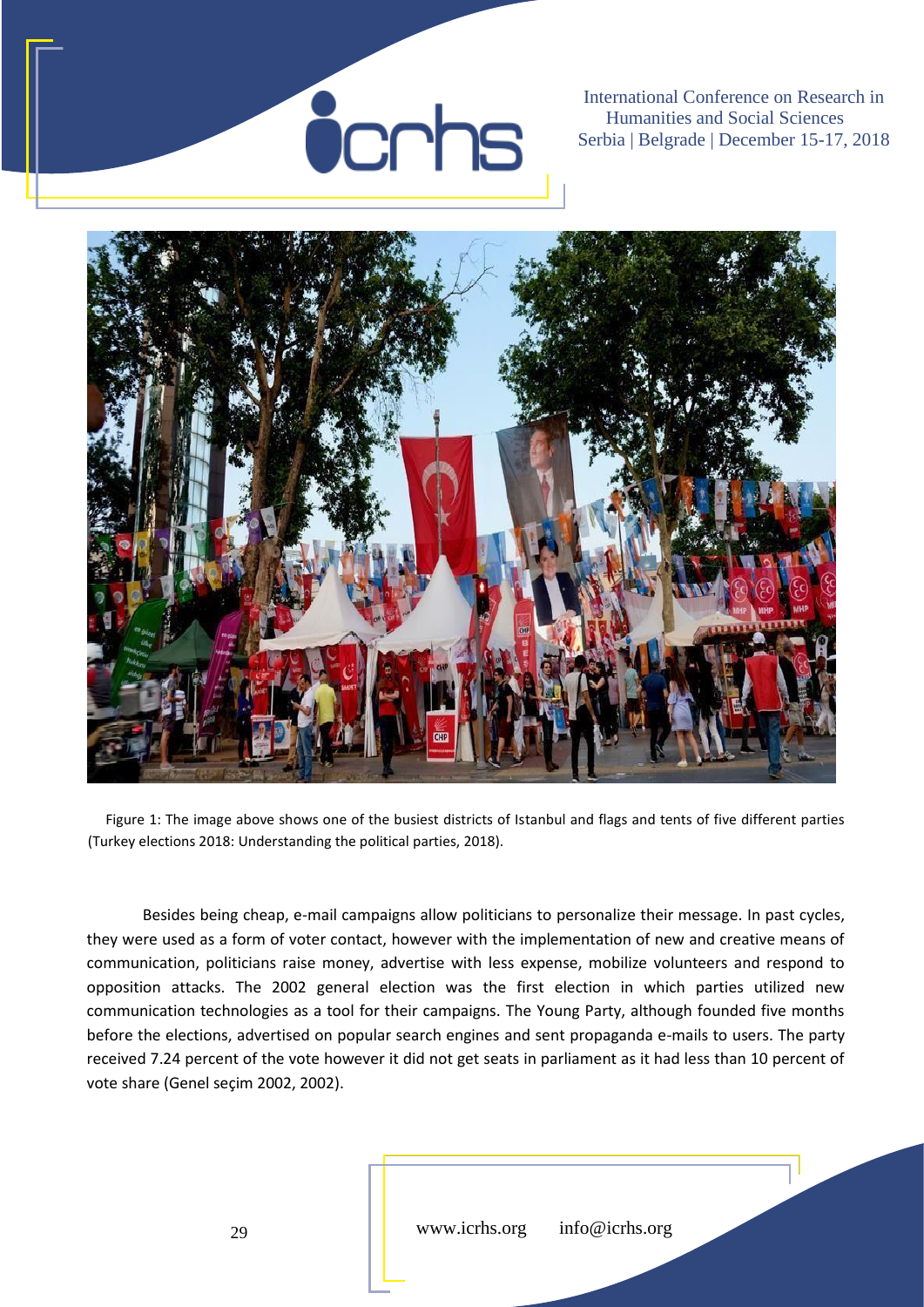Figure 1: The image above shows one of the busiest districts of Istanbul and flags and tents of five different parties (Turkey elections 2018: Understanding the political parties, 2018).

Besides being cheap, e-mail campaigns allow politicians to personalize their message. In past cycles, they were used as a form of voter contact, however with the implementation of new and creative means of communication, politicians raise money, advertise with less expense, mobilize volunteers and respond to opposition attacks. The 2002 general election was the first election in which parties utilized new communication technologies as a tool for their campaigns. The Young Party, although founded five months before the elections, advertised on popular search engines and sent propaganda e-mails to users. The party received 7.24 percent of the vote however it did not get seats in parliament as it had less than 10 percent of vote share (Genel seçim 2002, 2002).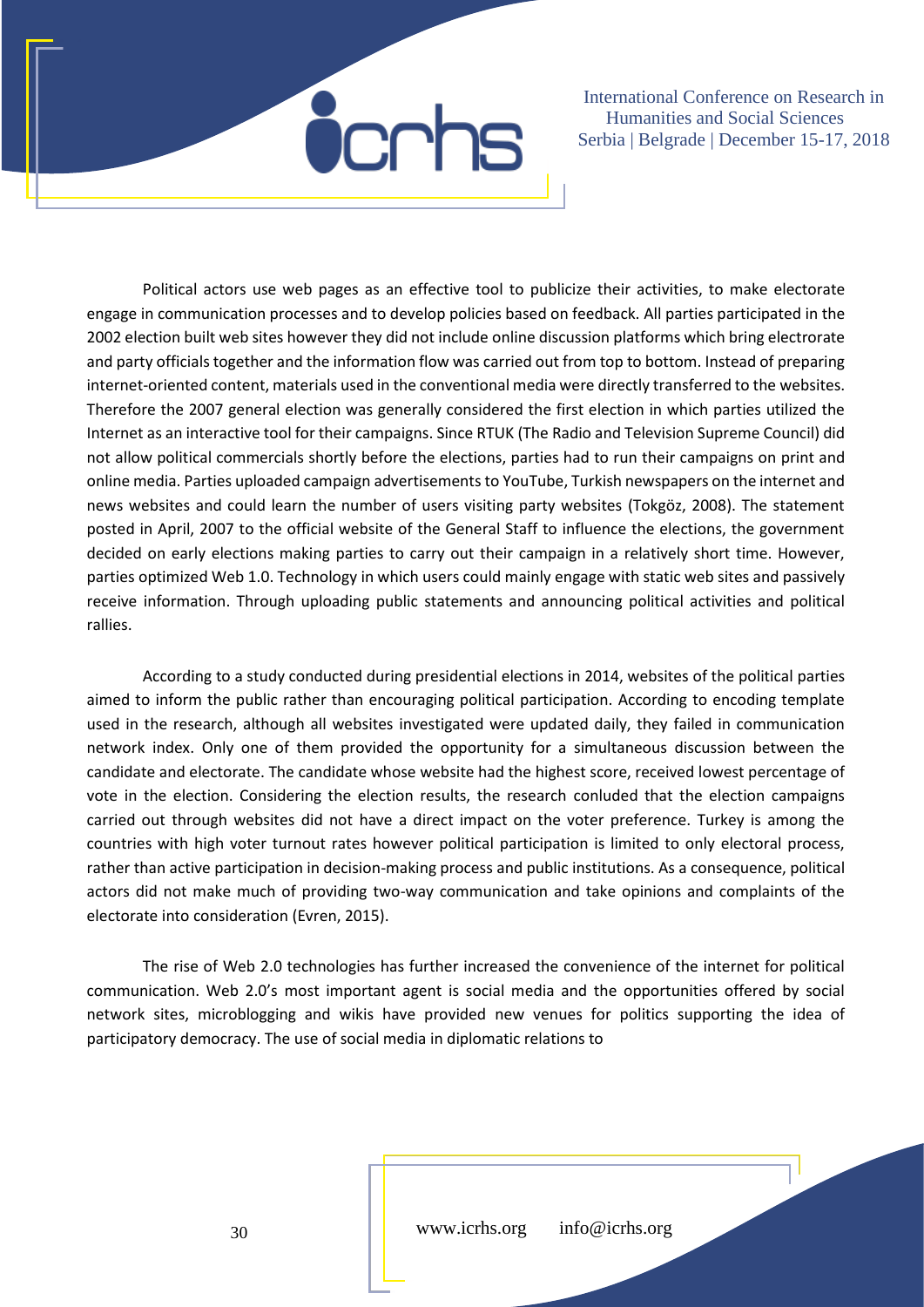Political actors use web pages as an effective tool to publicize their activities, to make electorate engage in communication processes and to develop policies based on feedback. All parties participated in the 2002 election built web sites however they did not include online discussion platforms which bring electrorate and party officials together and the information flow was carried out from top to bottom. Instead of preparing internet-oriented content, materials used in the conventional media were directly transferred to the websites. Therefore the 2007 general election was generally considered the first election in which parties utilized the Internet as an interactive tool for their campaigns. Since RTUK (The Radio and Television Supreme Council) did not allow political commercials shortly before the elections, parties had to run their campaigns on print and online media. Parties uploaded campaign advertisements to YouTube, Turkish newspapers on the internet and news websites and could learn the number of users visiting party websites (Tokgöz, 2008). The statement posted in April, 2007 to the official website of the General Staff to influence the elections, the government decided on early elections making parties to carry out their campaign in a relatively short time. However, parties optimized Web 1.0. Technology in which users could mainly engage with static web sites and passively receive information. Through uploading public statements and announcing political activities and political rallies.

According to a study conducted during presidential elections in 2014, websites of the political parties aimed to inform the public rather than encouraging political participation. According to encoding template used in the research, although all websites investigated were updated daily, they failed in communication network index. Only one of them provided the opportunity for a simultaneous discussion between the candidate and electorate. The candidate whose website had the highest score, received lowest percentage of vote in the election. Considering the election results, the research conluded that the election campaigns carried out through websites did not have a direct impact on the voter preference. Turkey is among the countries with high voter turnout rates however political participation is limited to only electoral process, rather than active participation in decision-making process and public institutions. As a consequence, political actors did not make much of providing two-way communication and take opinions and complaints of the electorate into consideration (Evren, 2015).

The rise of Web 2.0 technologies has further increased the convenience of the internet for political communication. Web 2.0's most important agent is social media and the opportunities offered by social network sites, microblogging and wikis have provided new venues for politics supporting the idea of participatory democracy. The use of social media in diplomatic relations to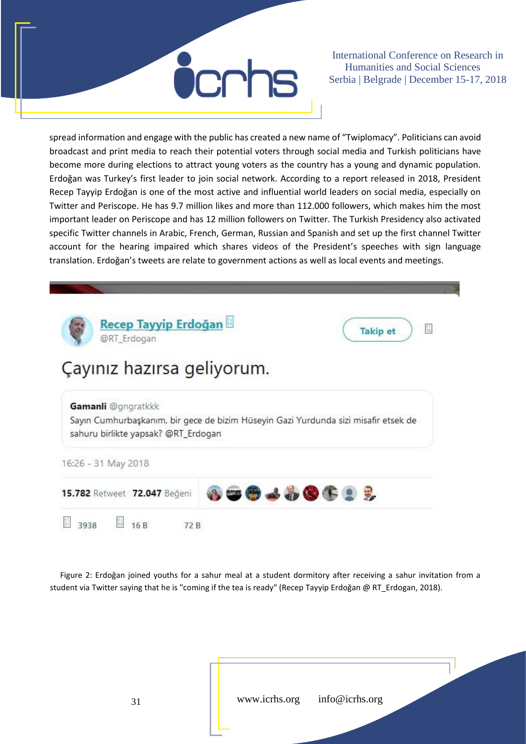spread information and engage with the public has created a new name of "Twiplomacy". Politicians can avoid broadcast and print media to reach their potential voters through social media and Turkish politicians have become more during elections to attract young voters as the country has a young and dynamic population. Erdoğan was Turkey's first leader to join social network. According to a report released in 2018, President Recep Tayyip Erdoğan is one of the most active and influential world leaders on social media, especially on Twitter and Periscope. He has 9.7 million likes and more than 112.000 followers, which makes him the most important leader on Periscope and has 12 million followers on Twitter. The Turkish Presidency also activated specific Twitter channels in Arabic, French, German, Russian and Spanish and set up the first channel Twitter account for the hearing impaired which shares videos of the President's speeches with sign language translation. Erdoğan's tweets are relate to government actions as well as local events and meetings.

Recep Tayyip Erdoğan
@RT_Erdogan

Takip et

Çayınız hazırsa geliyorum.

**Gamanli** @gngratkkk
Sayın Cumhurbaşkanım, bir gece de bizim Hüseyin Gazi Yurdunda sizi misafir etsek de sahuru birlikte yapsak? @RT_Erdogan

16:26 - 31 May 2018

**15.782** Retweet **72.047** Beğeni

3938 16 B 72 B

Figure 2: Erdoğan joined youths for a sahur meal at a student dormitory after receiving a sahur invitation from a student via Twitter saying that he is "coming if the tea is ready" (Recep Tayyip Erdoğan @ RT_Erdogan, 2018).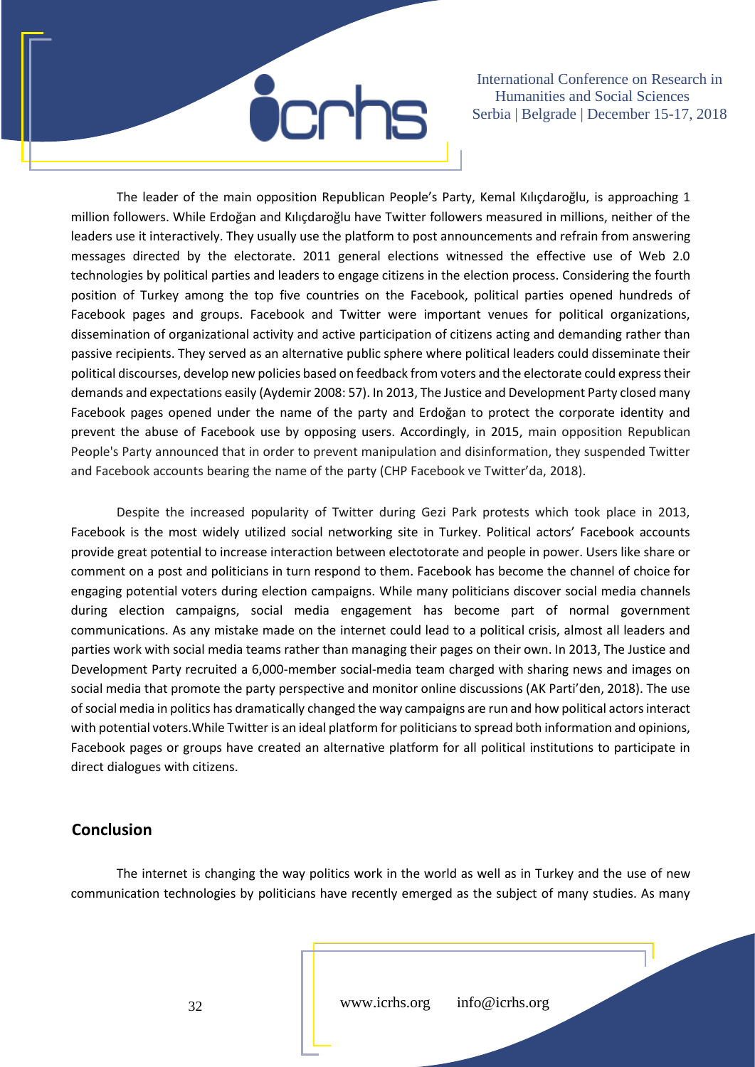The leader of the main opposition Republican People's Party, Kemal Kılıçdaroğlu, is approaching 1 million followers. While Erdoğan and Kılıçdaroğlu have Twitter followers measured in millions, neither of the leaders use it interactively. They usually use the platform to post announcements and refrain from answering messages directed by the electorate. 2011 general elections witnessed the effective use of Web 2.0 technologies by political parties and leaders to engage citizens in the election process. Considering the fourth position of Turkey among the top five countries on the Facebook, political parties opened hundreds of Facebook pages and groups. Facebook and Twitter were important venues for political organizations, dissemination of organizational activity and active participation of citizens acting and demanding rather than passive recipients. They served as an alternative public sphere where political leaders could disseminate their political discourses, develop new policies based on feedback from voters and the electorate could express their demands and expectations easily (Aydemir 2008: 57). In 2013, The Justice and Development Party closed many Facebook pages opened under the name of the party and Erdoğan to protect the corporate identity and prevent the abuse of Facebook use by opposing users. Accordingly, in 2015, main opposition Republican People's Party announced that in order to prevent manipulation and disinformation, they suspended Twitter and Facebook accounts bearing the name of the party (CHP Facebook ve Twitter'da, 2018).

Despite the increased popularity of Twitter during Gezi Park protests which took place in 2013, Facebook is the most widely utilized social networking site in Turkey. Political actors' Facebook accounts provide great potential to increase interaction between electotorate and people in power. Users like share or comment on a post and politicians in turn respond to them. Facebook has become the channel of choice for engaging potential voters during election campaigns. While many politicians discover social media channels during election campaigns, social media engagement has become part of normal government communications. As any mistake made on the internet could lead to a political crisis, almost all leaders and parties work with social media teams rather than managing their pages on their own. In 2013, The Justice and Development Party recruited a 6,000-member social-media team charged with sharing news and images on social media that promote the party perspective and monitor online discussions (AK Parti'den, 2018). The use of social media in politics has dramatically changed the way campaigns are run and how political actors interact with potential voters.While Twitter is an ideal platform for politicians to spread both information and opinions, Facebook pages or groups have created an alternative platform for all political institutions to participate in direct dialogues with citizens.

## Conclusion

The internet is changing the way politics work in the world as well as in Turkey and the use of new communication technologies by politicians have recently emerged as the subject of many studies. As many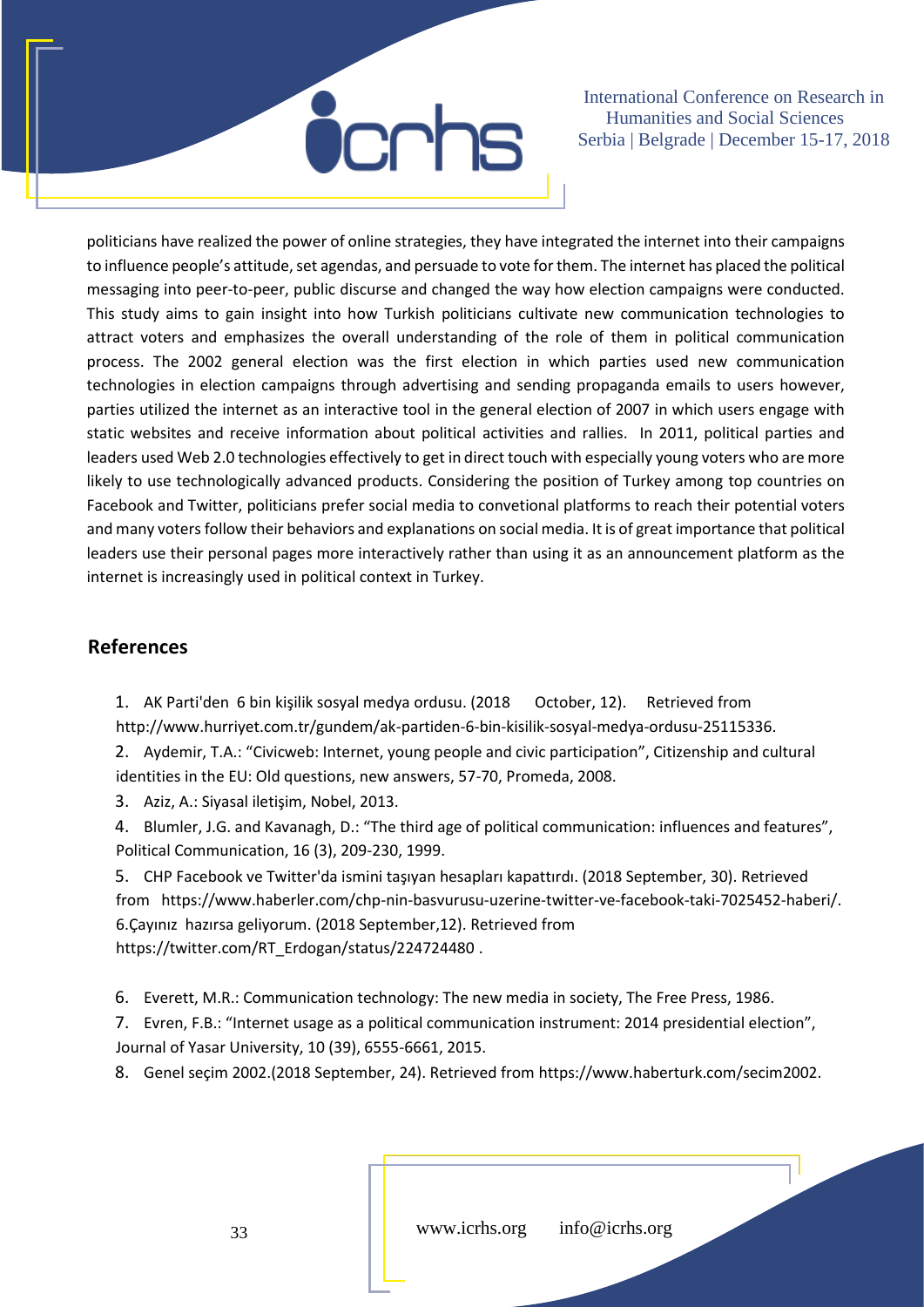politicians have realized the power of online strategies, they have integrated the internet into their campaigns to influence people's attitude, set agendas, and persuade to vote for them. The internet has placed the political messaging into peer-to-peer, public discurse and changed the way how election campaigns were conducted. This study aims to gain insight into how Turkish politicians cultivate new communication technologies to attract voters and emphasizes the overall understanding of the role of them in political communication process. The 2002 general election was the first election in which parties used new communication technologies in election campaigns through advertising and sending propaganda emails to users however, parties utilized the internet as an interactive tool in the general election of 2007 in which users engage with static websites and receive information about political activities and rallies. In 2011, political parties and leaders used Web 2.0 technologies effectively to get in direct touch with especially young voters who are more likely to use technologically advanced products. Considering the position of Turkey among top countries on Facebook and Twitter, politicians prefer social media to convetional platforms to reach their potential voters and many voters follow their behaviors and explanations on social media. It is of great importance that political leaders use their personal pages more interactively rather than using it as an announcement platform as the internet is increasingly used in political context in Turkey.

## References

1. AK Parti'den 6 bin kişilik sosyal medya ordusu. (2018 October, 12). Retrieved from http://www.hurriyet.com.tr/gundem/ak-partiden-6-bin-kisilik-sosyal-medya-ordusu-25115336.
2. Aydemir, T.A.: "Civicweb: Internet, young people and civic participation", Citizenship and cultural identities in the EU: Old questions, new answers, 57-70, Promeda, 2008.
3. Aziz, A.: Siyasal iletişim, Nobel, 2013.
4. Blumler, J.G. and Kavanagh, D.: "The third age of political communication: influences and features", Political Communication, 16 (3), 209-230, 1999.
5. CHP Facebook ve Twitter'da ismini taşıyan hesapları kapattırdı. (2018 September, 30). Retrieved from https://www.haberler.com/chp-nin-basvurusu-uzerine-twitter-ve-facebook-taki-7025452-haberi/.

6.Çayınız hazırsa geliyorum. (2018 September,12). Retrieved from https://twitter.com/RT_Erdogan/status/224724480 .

6. Everett, M.R.: Communication technology: The new media in society, The Free Press, 1986.
7. Evren, F.B.: "Internet usage as a political communication instrument: 2014 presidential election", Journal of Yasar University, 10 (39), 6555-6661, 2015.
8. Genel seçim 2002.(2018 September, 24). Retrieved from https://www.haberturk.com/secim2002.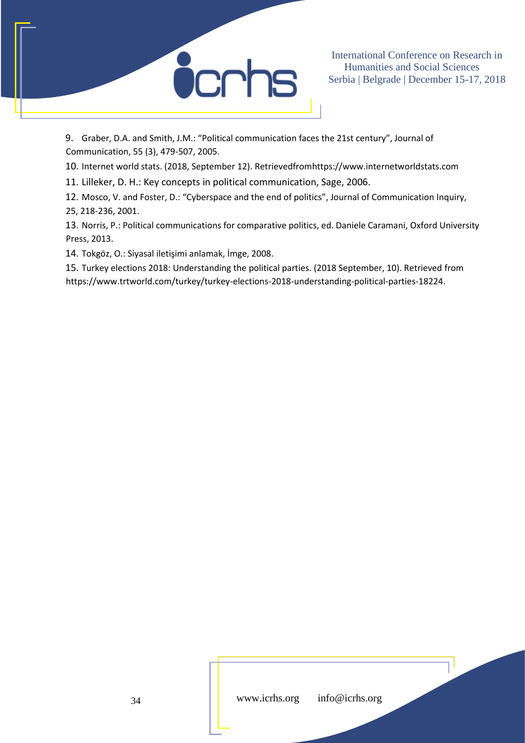9. Graber, D.A. and Smith, J.M.: “Political communication faces the 21st century”, Journal of Communication, 55 (3), 479-507, 2005.

10. Internet world stats. (2018, September 12). Retrievedfromhttps://www.internetworldstats.com

11. Lilleker, D. H.: Key concepts in political communication, Sage, 2006.

12. Mosco, V. and Foster, D.: “Cyberspace and the end of politics”, Journal of Communication Inquiry, 25, 218-236, 2001.

13. Norris, P.: Political communications for comparative politics, ed. Daniele Caramani, Oxford University Press, 2013.

14. Tokgöz, O.: Siyasal iletişimi anlamak, İmge, 2008.

15. Turkey elections 2018: Understanding the political parties. (2018 September, 10). Retrieved from https://www.trtworld.com/turkey/turkey-elections-2018-understanding-political-parties-18224.